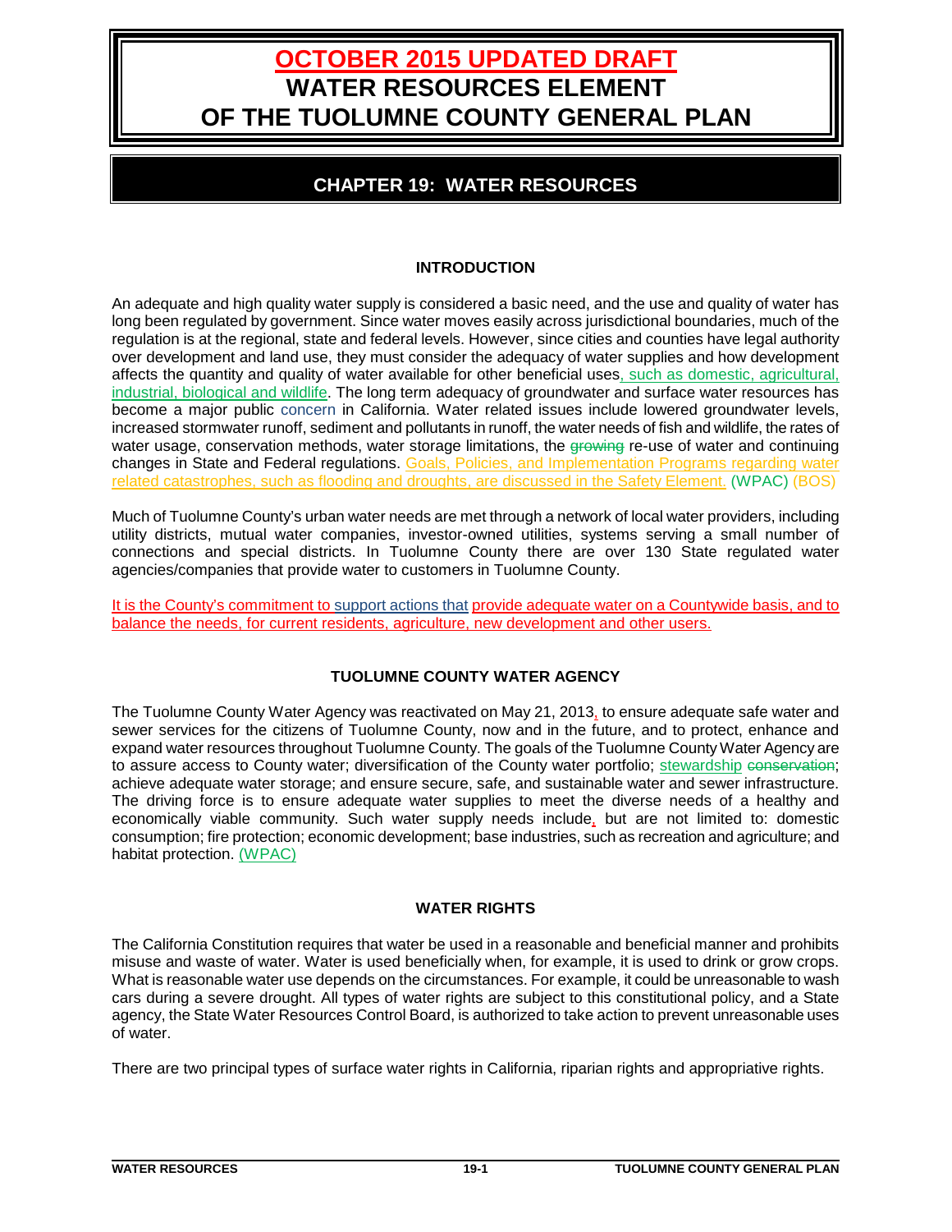# OCTOBER 2015 UPDATED DRAFT
# WATER RESOURCES ELEMENT OF THE TUOLUMNE COUNTY GENERAL PLAN

## CHAPTER 19: WATER RESOURCES

### INTRODUCTION

An adequate and high quality water supply is considered a basic need, and the use and quality of water has long been regulated by government. Since water moves easily across jurisdictional boundaries, much of the regulation is at the regional, state and federal levels. However, since cities and counties have legal authority over development and land use, they must consider the adequacy of water supplies and how development affects the quantity and quality of water available for other beneficial uses, such as domestic, agricultural, industrial, biological and wildlife. The long term adequacy of groundwater and surface water resources has become a major public concern in California. Water related issues include lowered groundwater levels, increased stormwater runoff, sediment and pollutants in runoff, the water needs of fish and wildlife, the rates of water usage, conservation methods, water storage limitations, the ~~growing~~ re-use of water and continuing changes in State and Federal regulations. Goals, Policies, and Implementation Programs regarding water related catastrophes, such as flooding and droughts, are discussed in the Safety Element. (WPAC) (BOS)

Much of Tuolumne County's urban water needs are met through a network of local water providers, including utility districts, mutual water companies, investor-owned utilities, systems serving a small number of connections and special districts. In Tuolumne County there are over 130 State regulated water agencies/companies that provide water to customers in Tuolumne County.

It is the County's commitment to support actions that provide adequate water on a Countywide basis, and to balance the needs, for current residents, agriculture, new development and other users.

### TUOLUMNE COUNTY WATER AGENCY

The Tuolumne County Water Agency was reactivated on May 21, 2013, to ensure adequate safe water and sewer services for the citizens of Tuolumne County, now and in the future, and to protect, enhance and expand water resources throughout Tuolumne County. The goals of the Tuolumne County Water Agency are to assure access to County water; diversification of the County water portfolio; stewardship ~~conservation~~; achieve adequate water storage; and ensure secure, safe, and sustainable water and sewer infrastructure. The driving force is to ensure adequate water supplies to meet the diverse needs of a healthy and economically viable community. Such water supply needs include, but are not limited to: domestic consumption; fire protection; economic development; base industries, such as recreation and agriculture; and habitat protection. (WPAC)

### WATER RIGHTS

The California Constitution requires that water be used in a reasonable and beneficial manner and prohibits misuse and waste of water. Water is used beneficially when, for example, it is used to drink or grow crops. What is reasonable water use depends on the circumstances. For example, it could be unreasonable to wash cars during a severe drought. All types of water rights are subject to this constitutional policy, and a State agency, the State Water Resources Control Board, is authorized to take action to prevent unreasonable uses of water.

There are two principal types of surface water rights in California, riparian rights and appropriative rights.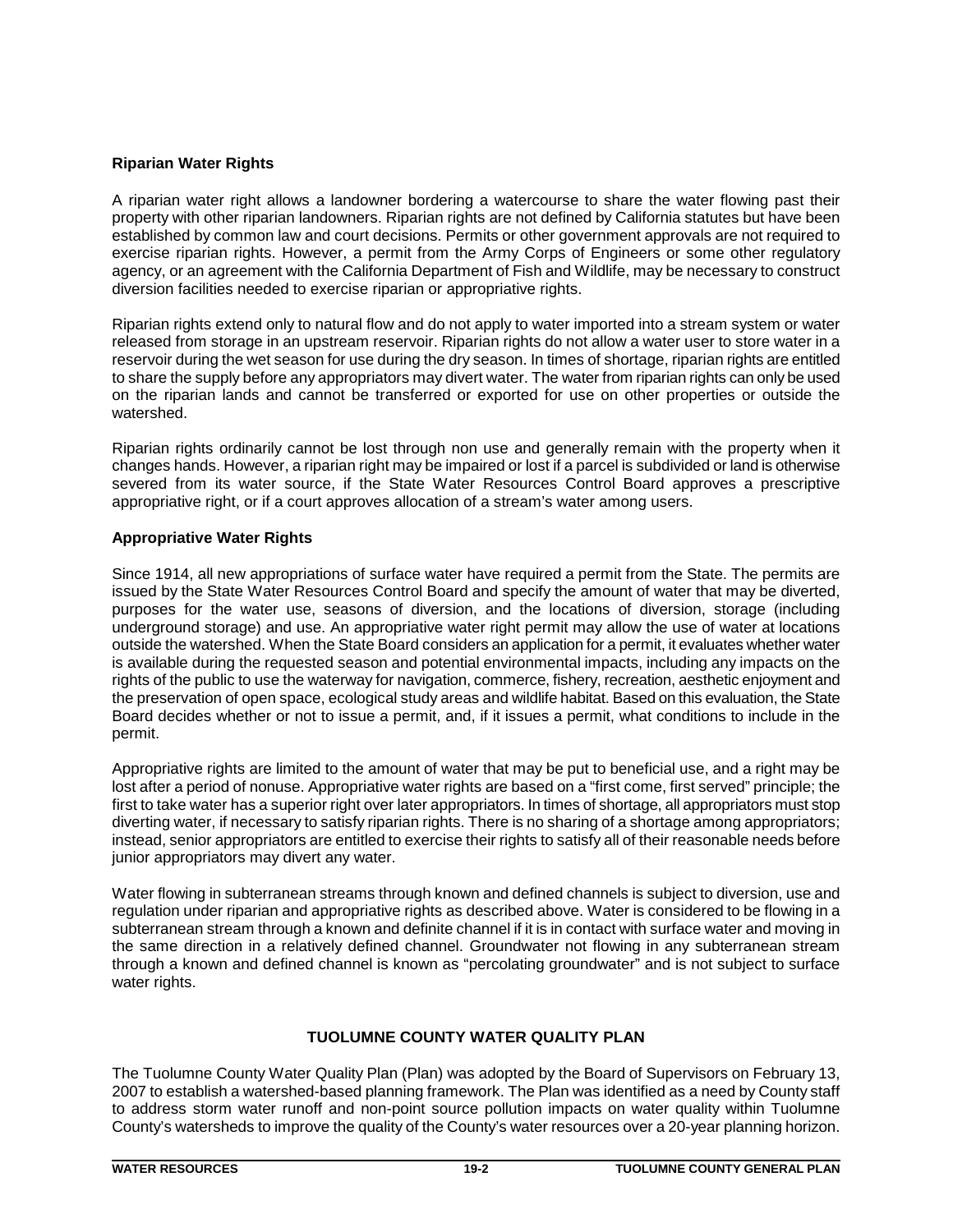### Riparian Water Rights

A riparian water right allows a landowner bordering a watercourse to share the water flowing past their property with other riparian landowners. Riparian rights are not defined by California statutes but have been established by common law and court decisions. Permits or other government approvals are not required to exercise riparian rights. However, a permit from the Army Corps of Engineers or some other regulatory agency, or an agreement with the California Department of Fish and Wildlife, may be necessary to construct diversion facilities needed to exercise riparian or appropriative rights.

Riparian rights extend only to natural flow and do not apply to water imported into a stream system or water released from storage in an upstream reservoir. Riparian rights do not allow a water user to store water in a reservoir during the wet season for use during the dry season. In times of shortage, riparian rights are entitled to share the supply before any appropriators may divert water. The water from riparian rights can only be used on the riparian lands and cannot be transferred or exported for use on other properties or outside the watershed.

Riparian rights ordinarily cannot be lost through non use and generally remain with the property when it changes hands. However, a riparian right may be impaired or lost if a parcel is subdivided or land is otherwise severed from its water source, if the State Water Resources Control Board approves a prescriptive appropriative right, or if a court approves allocation of a stream's water among users.

### Appropriative Water Rights

Since 1914, all new appropriations of surface water have required a permit from the State. The permits are issued by the State Water Resources Control Board and specify the amount of water that may be diverted, purposes for the water use, seasons of diversion, and the locations of diversion, storage (including underground storage) and use. An appropriative water right permit may allow the use of water at locations outside the watershed. When the State Board considers an application for a permit, it evaluates whether water is available during the requested season and potential environmental impacts, including any impacts on the rights of the public to use the waterway for navigation, commerce, fishery, recreation, aesthetic enjoyment and the preservation of open space, ecological study areas and wildlife habitat. Based on this evaluation, the State Board decides whether or not to issue a permit, and, if it issues a permit, what conditions to include in the permit.

Appropriative rights are limited to the amount of water that may be put to beneficial use, and a right may be lost after a period of nonuse. Appropriative water rights are based on a "first come, first served" principle; the first to take water has a superior right over later appropriators. In times of shortage, all appropriators must stop diverting water, if necessary to satisfy riparian rights. There is no sharing of a shortage among appropriators; instead, senior appropriators are entitled to exercise their rights to satisfy all of their reasonable needs before junior appropriators may divert any water.

Water flowing in subterranean streams through known and defined channels is subject to diversion, use and regulation under riparian and appropriative rights as described above. Water is considered to be flowing in a subterranean stream through a known and definite channel if it is in contact with surface water and moving in the same direction in a relatively defined channel. Groundwater not flowing in any subterranean stream through a known and defined channel is known as "percolating groundwater" and is not subject to surface water rights.

## TUOLUMNE COUNTY WATER QUALITY PLAN

The Tuolumne County Water Quality Plan (Plan) was adopted by the Board of Supervisors on February 13, 2007 to establish a watershed-based planning framework. The Plan was identified as a need by County staff to address storm water runoff and non-point source pollution impacts on water quality within Tuolumne County's watersheds to improve the quality of the County's water resources over a 20-year planning horizon.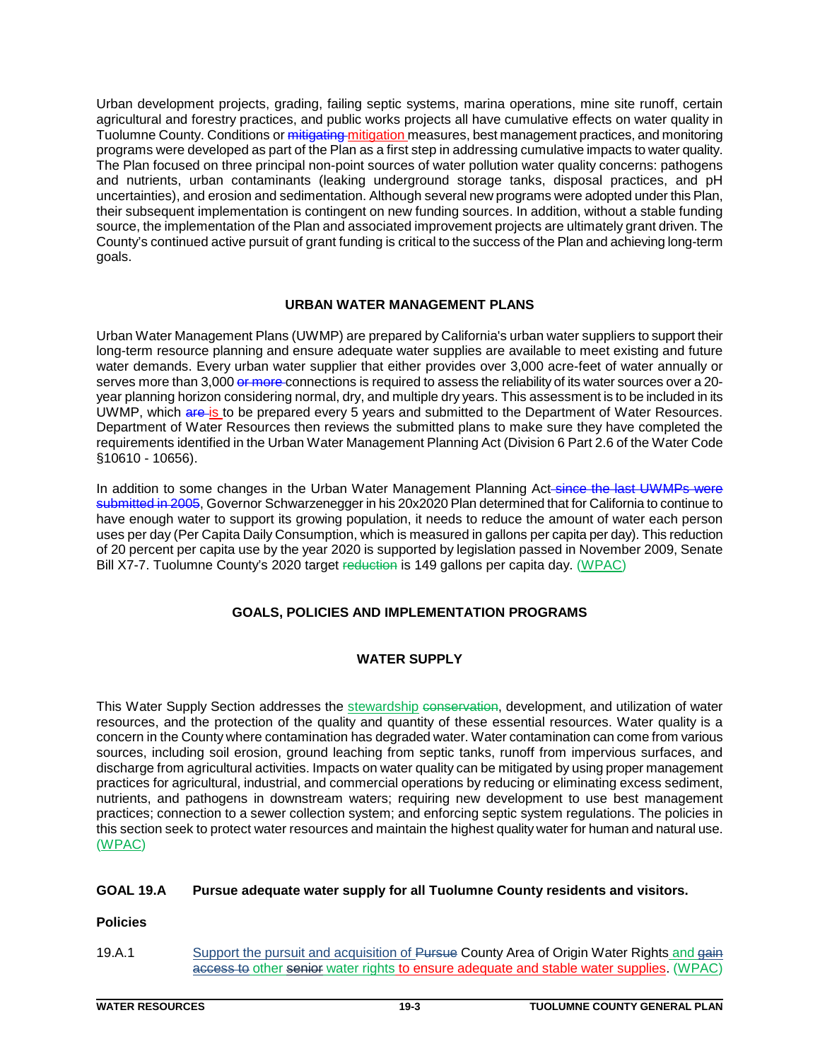Urban development projects, grading, failing septic systems, marina operations, mine site runoff, certain agricultural and forestry practices, and public works projects all have cumulative effects on water quality in Tuolumne County. Conditions or ~~mitigating~~ mitigation measures, best management practices, and monitoring programs were developed as part of the Plan as a first step in addressing cumulative impacts to water quality. The Plan focused on three principal non-point sources of water pollution water quality concerns: pathogens and nutrients, urban contaminants (leaking underground storage tanks, disposal practices, and pH uncertainties), and erosion and sedimentation. Although several new programs were adopted under this Plan, their subsequent implementation is contingent on new funding sources. In addition, without a stable funding source, the implementation of the Plan and associated improvement projects are ultimately grant driven. The County's continued active pursuit of grant funding is critical to the success of the Plan and achieving long-term goals.

## URBAN WATER MANAGEMENT PLANS

Urban Water Management Plans (UWMP) are prepared by California's urban water suppliers to support their long-term resource planning and ensure adequate water supplies are available to meet existing and future water demands. Every urban water supplier that either provides over 3,000 acre-feet of water annually or serves more than 3,000 ~~or more~~ connections is required to assess the reliability of its water sources over a 20-year planning horizon considering normal, dry, and multiple dry years. This assessment is to be included in its UWMP, which ~~are~~ is to be prepared every 5 years and submitted to the Department of Water Resources. Department of Water Resources then reviews the submitted plans to make sure they have completed the requirements identified in the Urban Water Management Planning Act (Division 6 Part 2.6 of the Water Code §10610 - 10656).

In addition to some changes in the Urban Water Management Planning Act ~~since the last UWMPs were submitted in 2005~~, Governor Schwarzenegger in his 20x2020 Plan determined that for California to continue to have enough water to support its growing population, it needs to reduce the amount of water each person uses per day (Per Capita Daily Consumption, which is measured in gallons per capita per day). This reduction of 20 percent per capita use by the year 2020 is supported by legislation passed in November 2009, Senate Bill X7-7. Tuolumne County's 2020 target ~~reduction~~ is 149 gallons per capita day. (WPAC)

## GOALS, POLICIES AND IMPLEMENTATION PROGRAMS

## WATER SUPPLY

This Water Supply Section addresses the stewardship ~~conservation~~, development, and utilization of water resources, and the protection of the quality and quantity of these essential resources. Water quality is a concern in the County where contamination has degraded water. Water contamination can come from various sources, including soil erosion, ground leaching from septic tanks, runoff from impervious surfaces, and discharge from agricultural activities. Impacts on water quality can be mitigated by using proper management practices for agricultural, industrial, and commercial operations by reducing or eliminating excess sediment, nutrients, and pathogens in downstream waters; requiring new development to use best management practices; connection to a sewer collection system; and enforcing septic system regulations. The policies in this section seek to protect water resources and maintain the highest quality water for human and natural use. (WPAC)

**GOAL 19.A Pursue adequate water supply for all Tuolumne County residents and visitors.**

**Policies**

19.A.1 Support the pursuit and acquisition of ~~Pursue~~ County Area of Origin Water Rights and ~~gain access to~~ other ~~senior~~ water rights to ensure adequate and stable water supplies. (WPAC)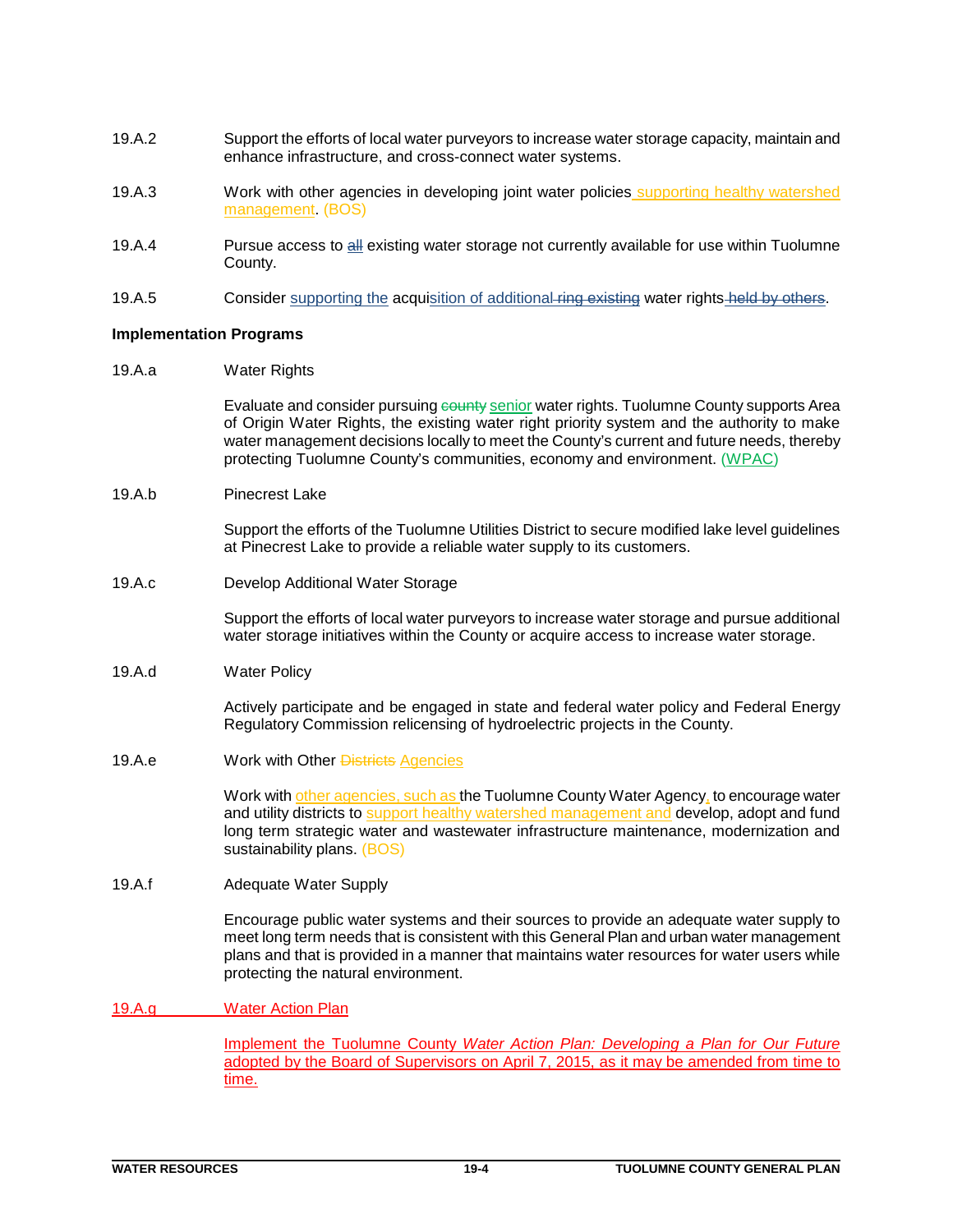19.A.2 Support the efforts of local water purveyors to increase water storage capacity, maintain and enhance infrastructure, and cross-connect water systems.

19.A.3 Work with other agencies in developing joint water policies supporting healthy watershed management. (BOS)

19.A.4 Pursue access to ~~all~~ existing water storage not currently available for use within Tuolumne County.

19.A.5 Consider supporting the acquisition of additional ~~ring existing~~ water rights ~~held by others~~.

**Implementation Programs**

19.A.a Water Rights

Evaluate and consider pursuing ~~county~~ senior water rights. Tuolumne County supports Area of Origin Water Rights, the existing water right priority system and the authority to make water management decisions locally to meet the County's current and future needs, thereby protecting Tuolumne County's communities, economy and environment. (WPAC)

19.A.b Pinecrest Lake

Support the efforts of the Tuolumne Utilities District to secure modified lake level guidelines at Pinecrest Lake to provide a reliable water supply to its customers.

19.A.c Develop Additional Water Storage

Support the efforts of local water purveyors to increase water storage and pursue additional water storage initiatives within the County or acquire access to increase water storage.

19.A.d Water Policy

Actively participate and be engaged in state and federal water policy and Federal Energy Regulatory Commission relicensing of hydroelectric projects in the County.

19.A.e Work with Other ~~Districts~~ Agencies

Work with other agencies, such as the Tuolumne County Water Agency, to encourage water and utility districts to support healthy watershed management and develop, adopt and fund long term strategic water and wastewater infrastructure maintenance, modernization and sustainability plans. (BOS)

19.A.f Adequate Water Supply

Encourage public water systems and their sources to provide an adequate water supply to meet long term needs that is consistent with this General Plan and urban water management plans and that is provided in a manner that maintains water resources for water users while protecting the natural environment.

19.A.g Water Action Plan

Implement the Tuolumne County *Water Action Plan: Developing a Plan for Our Future* adopted by the Board of Supervisors on April 7, 2015, as it may be amended from time to time.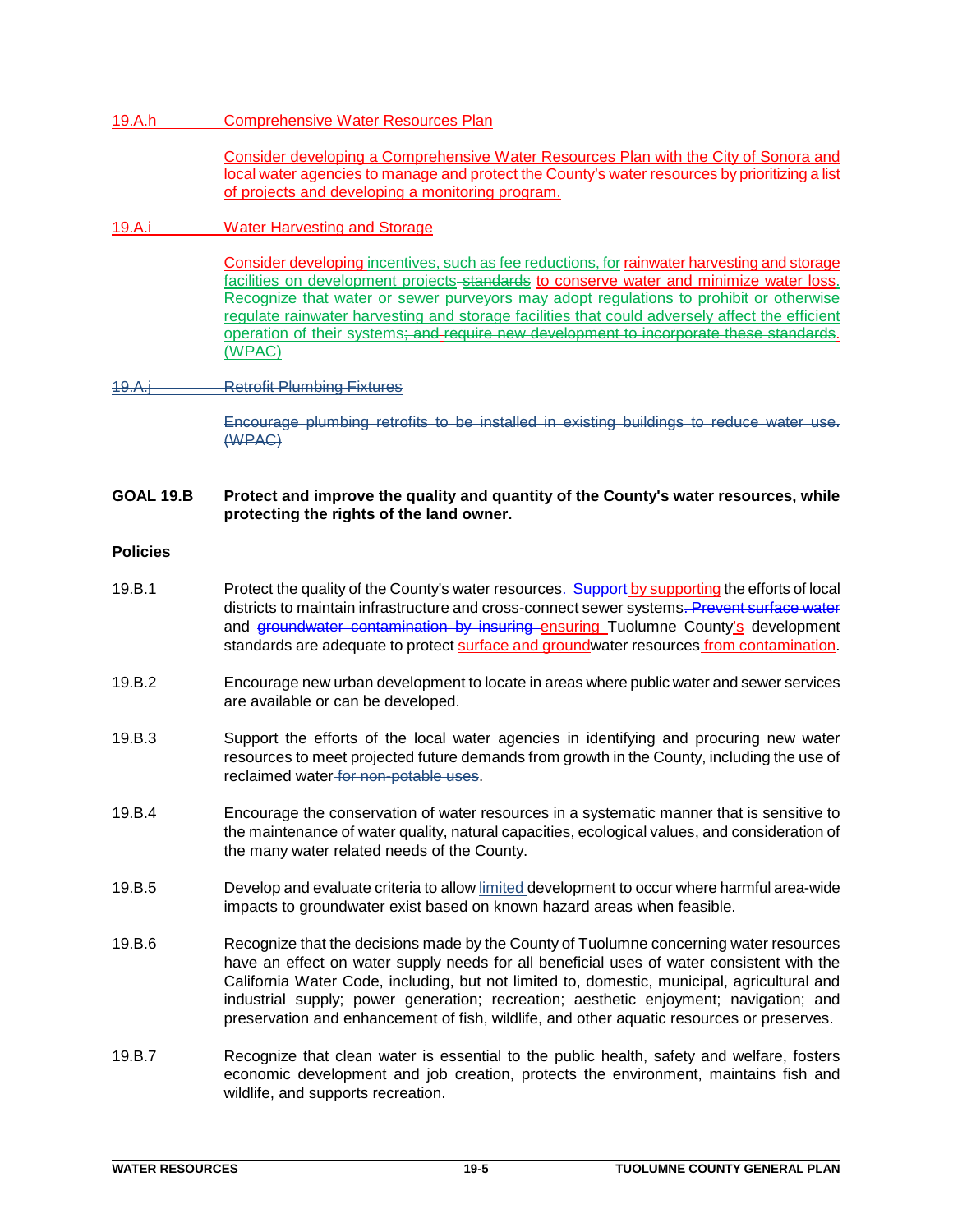19.A.h Comprehensive Water Resources Plan

Consider developing a Comprehensive Water Resources Plan with the City of Sonora and local water agencies to manage and protect the County's water resources by prioritizing a list of projects and developing a monitoring program.

19.A.i Water Harvesting and Storage

Consider developing incentives, such as fee reductions, for rainwater harvesting and storage facilities on development projects ~~standards~~ to conserve water and minimize water loss. Recognize that water or sewer purveyors may adopt regulations to prohibit or otherwise regulate rainwater harvesting and storage facilities that could adversely affect the efficient operation of their systems~~; and require new development to incorporate these standards~~. (WPAC)

~~19.A.j Retrofit Plumbing Fixtures~~

~~Encourage plumbing retrofits to be installed in existing buildings to reduce water use. (WPAC)~~

**GOAL 19.B Protect and improve the quality and quantity of the County's water resources, while protecting the rights of the land owner.**

**Policies**

19.B.1 Protect the quality of the County's water resources~~. Support~~ by supporting the efforts of local districts to maintain infrastructure and cross-connect sewer systems~~. Prevent surface water~~ and ~~groundwater contamination by insuring~~ ensuring Tuolumne County's development standards are adequate to protect surface and groundwater resources from contamination.

19.B.2 Encourage new urban development to locate in areas where public water and sewer services are available or can be developed.

19.B.3 Support the efforts of the local water agencies in identifying and procuring new water resources to meet projected future demands from growth in the County, including the use of reclaimed water ~~for non-potable uses~~.

19.B.4 Encourage the conservation of water resources in a systematic manner that is sensitive to the maintenance of water quality, natural capacities, ecological values, and consideration of the many water related needs of the County.

19.B.5 Develop and evaluate criteria to allow limited development to occur where harmful area-wide impacts to groundwater exist based on known hazard areas when feasible.

19.B.6 Recognize that the decisions made by the County of Tuolumne concerning water resources have an effect on water supply needs for all beneficial uses of water consistent with the California Water Code, including, but not limited to, domestic, municipal, agricultural and industrial supply; power generation; recreation; aesthetic enjoyment; navigation; and preservation and enhancement of fish, wildlife, and other aquatic resources or preserves.

19.B.7 Recognize that clean water is essential to the public health, safety and welfare, fosters economic development and job creation, protects the environment, maintains fish and wildlife, and supports recreation.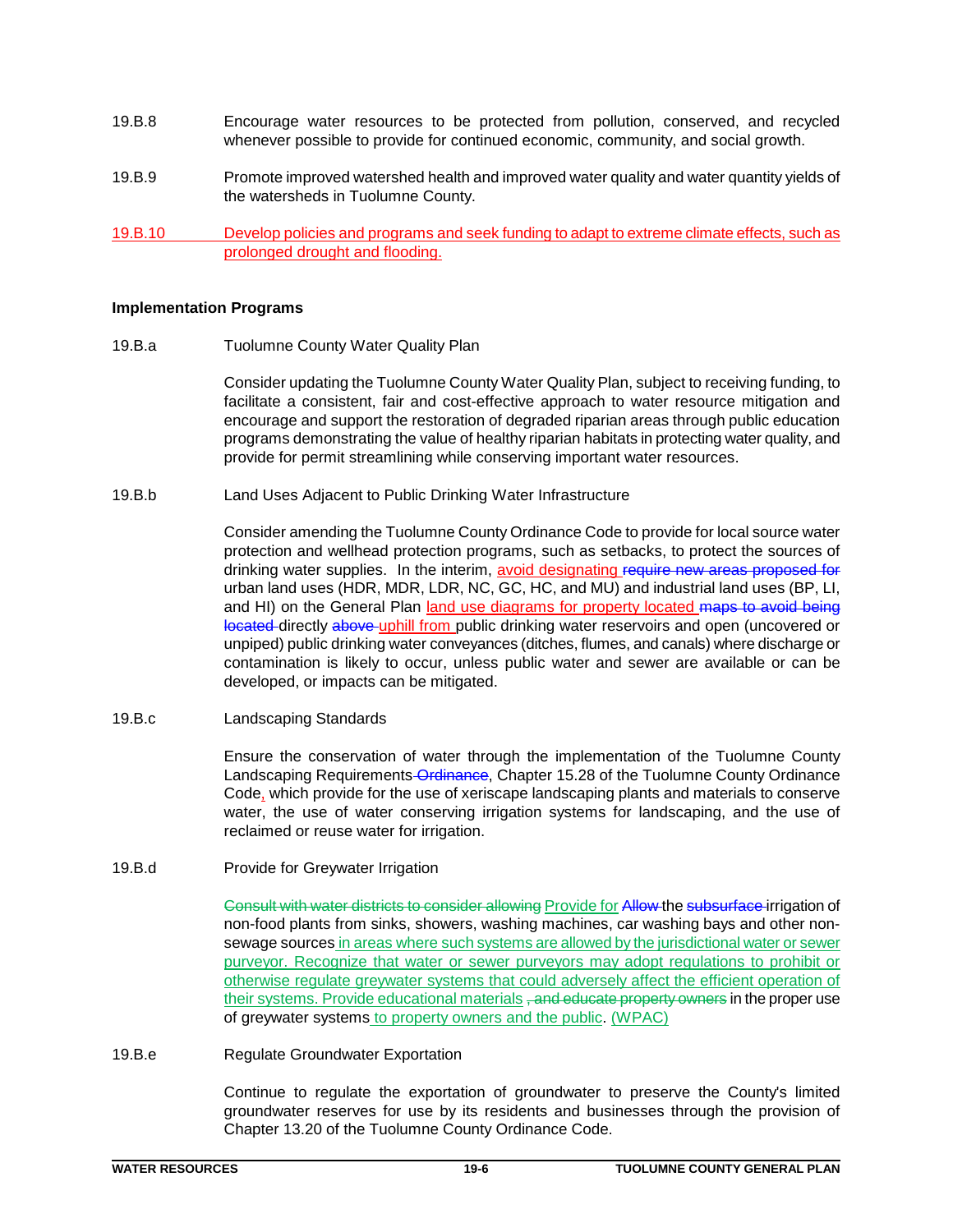19.B.8 Encourage water resources to be protected from pollution, conserved, and recycled whenever possible to provide for continued economic, community, and social growth.

19.B.9 Promote improved watershed health and improved water quality and water quantity yields of the watersheds in Tuolumne County.

19.B.10 Develop policies and programs and seek funding to adapt to extreme climate effects, such as prolonged drought and flooding.

### Implementation Programs

19.B.a Tuolumne County Water Quality Plan

Consider updating the Tuolumne County Water Quality Plan, subject to receiving funding, to facilitate a consistent, fair and cost-effective approach to water resource mitigation and encourage and support the restoration of degraded riparian areas through public education programs demonstrating the value of healthy riparian habitats in protecting water quality, and provide for permit streamlining while conserving important water resources.

19.B.b Land Uses Adjacent to Public Drinking Water Infrastructure

Consider amending the Tuolumne County Ordinance Code to provide for local source water protection and wellhead protection programs, such as setbacks, to protect the sources of drinking water supplies. In the interim, avoid designating ~~require new areas proposed for~~ urban land uses (HDR, MDR, LDR, NC, GC, HC, and MU) and industrial land uses (BP, LI, and HI) on the General Plan land use diagrams for property located ~~maps to avoid being located~~ directly ~~above~~ uphill from public drinking water reservoirs and open (uncovered or unpiped) public drinking water conveyances (ditches, flumes, and canals) where discharge or contamination is likely to occur, unless public water and sewer are available or can be developed, or impacts can be mitigated.

19.B.c Landscaping Standards

Ensure the conservation of water through the implementation of the Tuolumne County Landscaping Requirements ~~Ordinance~~, Chapter 15.28 of the Tuolumne County Ordinance Code, which provide for the use of xeriscape landscaping plants and materials to conserve water, the use of water conserving irrigation systems for landscaping, and the use of reclaimed or reuse water for irrigation.

19.B.d Provide for Greywater Irrigation

~~Consult with water districts to consider allowing~~ Provide for ~~Allow~~ the ~~subsurface~~ irrigation of non-food plants from sinks, showers, washing machines, car washing bays and other non-sewage sources in areas where such systems are allowed by the jurisdictional water or sewer purveyor. Recognize that water or sewer purveyors may adopt regulations to prohibit or otherwise regulate greywater systems that could adversely affect the efficient operation of their systems. Provide educational materials ~~, and educate property owners~~ in the proper use of greywater systems to property owners and the public. (WPAC)

19.B.e Regulate Groundwater Exportation

Continue to regulate the exportation of groundwater to preserve the County's limited groundwater reserves for use by its residents and businesses through the provision of Chapter 13.20 of the Tuolumne County Ordinance Code.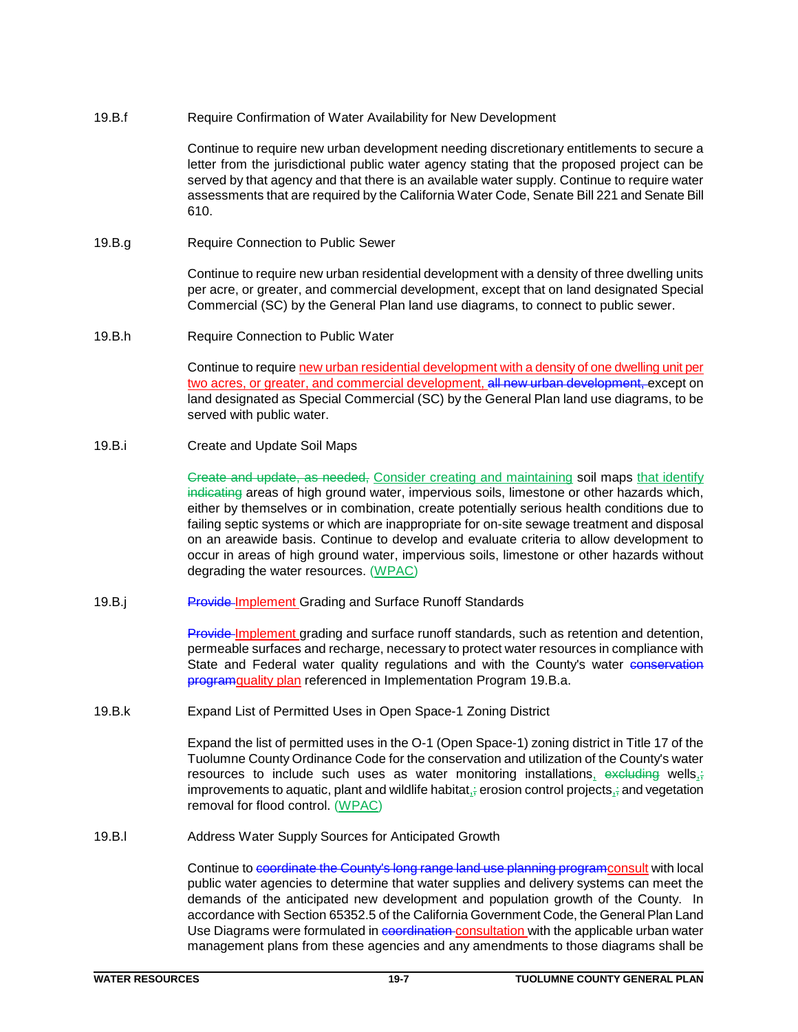19.B.f Require Confirmation of Water Availability for New Development

Continue to require new urban development needing discretionary entitlements to secure a letter from the jurisdictional public water agency stating that the proposed project can be served by that agency and that there is an available water supply. Continue to require water assessments that are required by the California Water Code, Senate Bill 221 and Senate Bill 610.

19.B.g Require Connection to Public Sewer

Continue to require new urban residential development with a density of three dwelling units per acre, or greater, and commercial development, except that on land designated Special Commercial (SC) by the General Plan land use diagrams, to connect to public sewer.

19.B.h Require Connection to Public Water

Continue to require new urban residential development with a density of one dwelling unit per two acres, or greater, and commercial development, ~~all new urban development,~~ except on land designated as Special Commercial (SC) by the General Plan land use diagrams, to be served with public water.

19.B.i Create and Update Soil Maps

~~Create and update, as needed,~~ Consider creating and maintaining soil maps that identify ~~indicating~~ areas of high ground water, impervious soils, limestone or other hazards which, either by themselves or in combination, create potentially serious health conditions due to failing septic systems or which are inappropriate for on-site sewage treatment and disposal on an areawide basis. Continue to develop and evaluate criteria to allow development to occur in areas of high ground water, impervious soils, limestone or other hazards without degrading the water resources. (WPAC)

19.B.j ~~Provide~~ Implement Grading and Surface Runoff Standards

~~Provide~~ Implement grading and surface runoff standards, such as retention and detention, permeable surfaces and recharge, necessary to protect water resources in compliance with State and Federal water quality regulations and with the County's water ~~conservation program~~quality plan referenced in Implementation Program 19.B.a.

19.B.k Expand List of Permitted Uses in Open Space-1 Zoning District

Expand the list of permitted uses in the O-1 (Open Space-1) zoning district in Title 17 of the Tuolumne County Ordinance Code for the conservation and utilization of the County's water resources to include such uses as water monitoring installations, ~~excluding~~ wells,~~;~~ improvements to aquatic, plant and wildlife habitat,~~;~~ erosion control projects,~~;~~ and vegetation removal for flood control. (WPAC)

19.B.l Address Water Supply Sources for Anticipated Growth

Continue to ~~coordinate the County's long range land use planning program~~consult with local public water agencies to determine that water supplies and delivery systems can meet the demands of the anticipated new development and population growth of the County. In accordance with Section 65352.5 of the California Government Code, the General Plan Land Use Diagrams were formulated in ~~coordination~~ consultation with the applicable urban water management plans from these agencies and any amendments to those diagrams shall be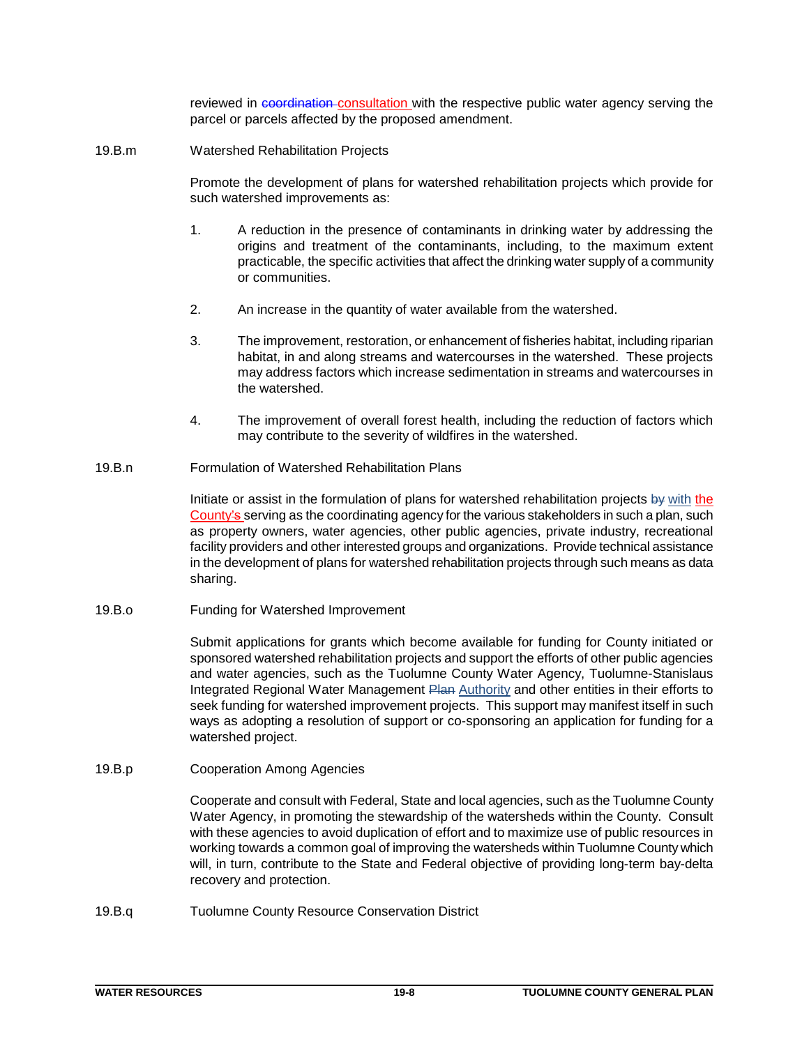reviewed in ~~coordination~~ consultation with the respective public water agency serving the parcel or parcels affected by the proposed amendment.

19.B.m Watershed Rehabilitation Projects

Promote the development of plans for watershed rehabilitation projects which provide for such watershed improvements as:

1. A reduction in the presence of contaminants in drinking water by addressing the origins and treatment of the contaminants, including, to the maximum extent practicable, the specific activities that affect the drinking water supply of a community or communities.

2. An increase in the quantity of water available from the watershed.

3. The improvement, restoration, or enhancement of fisheries habitat, including riparian habitat, in and along streams and watercourses in the watershed. These projects may address factors which increase sedimentation in streams and watercourses in the watershed.

4. The improvement of overall forest health, including the reduction of factors which may contribute to the severity of wildfires in the watershed.

19.B.n Formulation of Watershed Rehabilitation Plans

Initiate or assist in the formulation of plans for watershed rehabilitation projects ~~by~~ with the County's serving as the coordinating agency for the various stakeholders in such a plan, such as property owners, water agencies, other public agencies, private industry, recreational facility providers and other interested groups and organizations. Provide technical assistance in the development of plans for watershed rehabilitation projects through such means as data sharing.

19.B.o Funding for Watershed Improvement

Submit applications for grants which become available for funding for County initiated or sponsored watershed rehabilitation projects and support the efforts of other public agencies and water agencies, such as the Tuolumne County Water Agency, Tuolumne-Stanislaus Integrated Regional Water Management ~~Plan~~ Authority and other entities in their efforts to seek funding for watershed improvement projects. This support may manifest itself in such ways as adopting a resolution of support or co-sponsoring an application for funding for a watershed project.

19.B.p Cooperation Among Agencies

Cooperate and consult with Federal, State and local agencies, such as the Tuolumne County Water Agency, in promoting the stewardship of the watersheds within the County. Consult with these agencies to avoid duplication of effort and to maximize use of public resources in working towards a common goal of improving the watersheds within Tuolumne County which will, in turn, contribute to the State and Federal objective of providing long-term bay-delta recovery and protection.

19.B.q Tuolumne County Resource Conservation District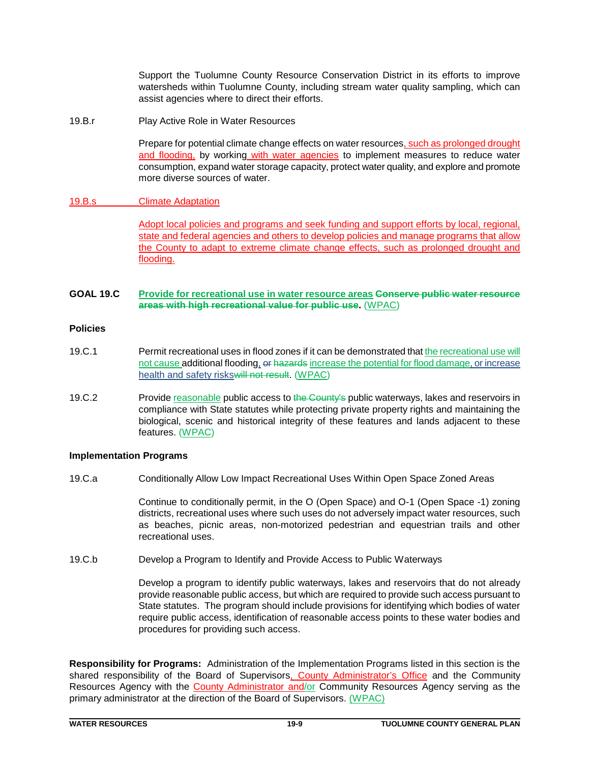Support the Tuolumne County Resource Conservation District in its efforts to improve watersheds within Tuolumne County, including stream water quality sampling, which can assist agencies where to direct their efforts.

19.B.r Play Active Role in Water Resources

Prepare for potential climate change effects on water resources, such as prolonged drought and flooding, by working with water agencies to implement measures to reduce water consumption, expand water storage capacity, protect water quality, and explore and promote more diverse sources of water.

19.B.s Climate Adaptation

Adopt local policies and programs and seek funding and support efforts by local, regional, state and federal agencies and others to develop policies and manage programs that allow the County to adapt to extreme climate change effects, such as prolonged drought and flooding.

**GOAL 19.C** **Provide for recreational use in water resource areas ~~Conserve public water resource areas with high recreational value for public use~~.** (WPAC)

**Policies**

19.C.1 Permit recreational uses in flood zones if it can be demonstrated that the recreational use will not cause additional flooding, ~~or hazards~~ increase the potential for flood damage, or increase health and safety risks~~will not result~~. (WPAC)

19.C.2 Provide reasonable public access to ~~the County's~~ public waterways, lakes and reservoirs in compliance with State statutes while protecting private property rights and maintaining the biological, scenic and historical integrity of these features and lands adjacent to these features. (WPAC)

**Implementation Programs**

19.C.a Conditionally Allow Low Impact Recreational Uses Within Open Space Zoned Areas

Continue to conditionally permit, in the O (Open Space) and O-1 (Open Space -1) zoning districts, recreational uses where such uses do not adversely impact water resources, such as beaches, picnic areas, non-motorized pedestrian and equestrian trails and other recreational uses.

19.C.b Develop a Program to Identify and Provide Access to Public Waterways

Develop a program to identify public waterways, lakes and reservoirs that do not already provide reasonable public access, but which are required to provide such access pursuant to State statutes. The program should include provisions for identifying which bodies of water require public access, identification of reasonable access points to these water bodies and procedures for providing such access.

**Responsibility for Programs:** Administration of the Implementation Programs listed in this section is the shared responsibility of the Board of Supervisors, County Administrator's Office and the Community Resources Agency with the County Administrator and/or Community Resources Agency serving as the primary administrator at the direction of the Board of Supervisors. (WPAC)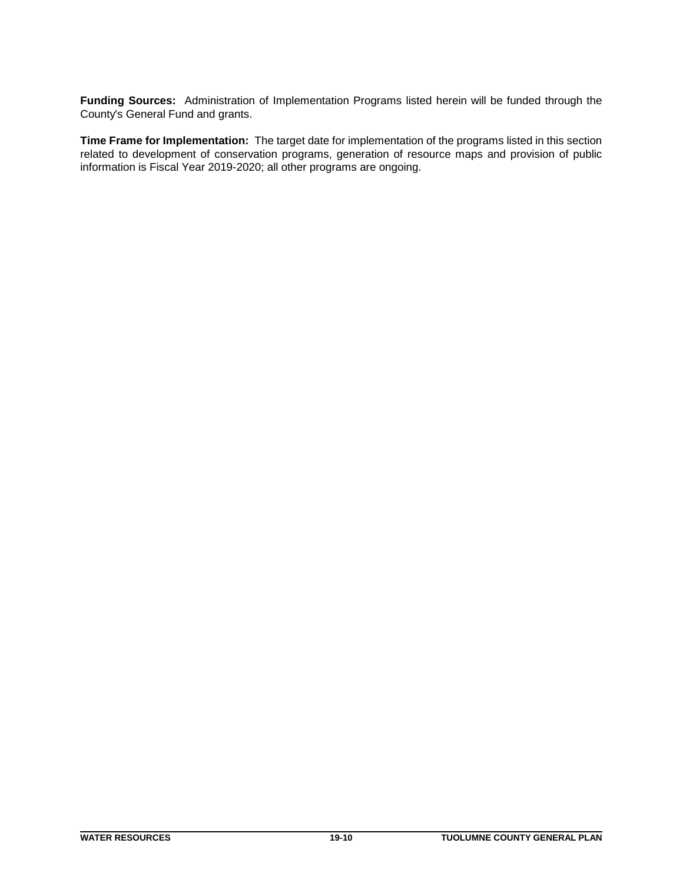**Funding Sources:** Administration of Implementation Programs listed herein will be funded through the County's General Fund and grants.

**Time Frame for Implementation:** The target date for implementation of the programs listed in this section related to development of conservation programs, generation of resource maps and provision of public information is Fiscal Year 2019-2020; all other programs are ongoing.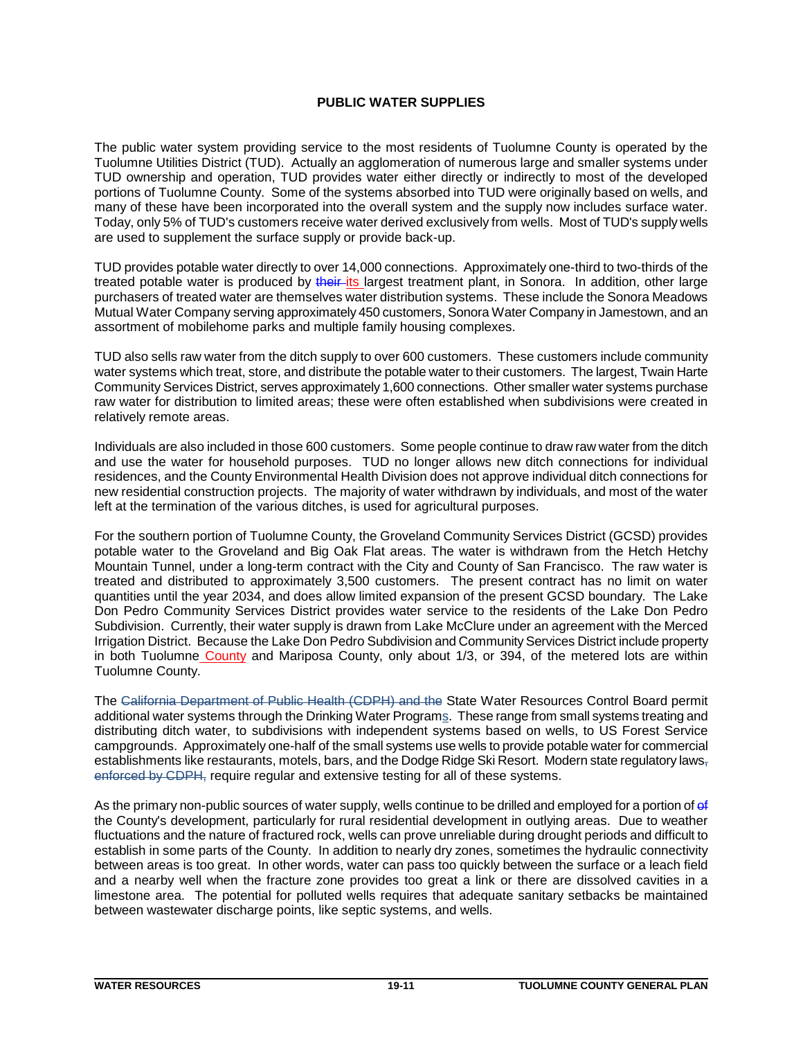**PUBLIC WATER SUPPLIES**

The public water system providing service to the most residents of Tuolumne County is operated by the Tuolumne Utilities District (TUD). Actually an agglomeration of numerous large and smaller systems under TUD ownership and operation, TUD provides water either directly or indirectly to most of the developed portions of Tuolumne County. Some of the systems absorbed into TUD were originally based on wells, and many of these have been incorporated into the overall system and the supply now includes surface water. Today, only 5% of TUD's customers receive water derived exclusively from wells. Most of TUD's supply wells are used to supplement the surface supply or provide back-up.

TUD provides potable water directly to over 14,000 connections. Approximately one-third to two-thirds of the treated potable water is produced by ~~their~~ its largest treatment plant, in Sonora. In addition, other large purchasers of treated water are themselves water distribution systems. These include the Sonora Meadows Mutual Water Company serving approximately 450 customers, Sonora Water Company in Jamestown, and an assortment of mobilehome parks and multiple family housing complexes.

TUD also sells raw water from the ditch supply to over 600 customers. These customers include community water systems which treat, store, and distribute the potable water to their customers. The largest, Twain Harte Community Services District, serves approximately 1,600 connections. Other smaller water systems purchase raw water for distribution to limited areas; these were often established when subdivisions were created in relatively remote areas.

Individuals are also included in those 600 customers. Some people continue to draw raw water from the ditch and use the water for household purposes. TUD no longer allows new ditch connections for individual residences, and the County Environmental Health Division does not approve individual ditch connections for new residential construction projects. The majority of water withdrawn by individuals, and most of the water left at the termination of the various ditches, is used for agricultural purposes.

For the southern portion of Tuolumne County, the Groveland Community Services District (GCSD) provides potable water to the Groveland and Big Oak Flat areas. The water is withdrawn from the Hetch Hetchy Mountain Tunnel, under a long-term contract with the City and County of San Francisco. The raw water is treated and distributed to approximately 3,500 customers. The present contract has no limit on water quantities until the year 2034, and does allow limited expansion of the present GCSD boundary. The Lake Don Pedro Community Services District provides water service to the residents of the Lake Don Pedro Subdivision. Currently, their water supply is drawn from Lake McClure under an agreement with the Merced Irrigation District. Because the Lake Don Pedro Subdivision and Community Services District include property in both Tuolumne County and Mariposa County, only about 1/3, or 394, of the metered lots are within Tuolumne County.

The ~~California Department of Public Health (CDPH) and the~~ State Water Resources Control Board permit additional water systems through the Drinking Water Programs. These range from small systems treating and distributing ditch water, to subdivisions with independent systems based on wells, to US Forest Service campgrounds. Approximately one-half of the small systems use wells to provide potable water for commercial establishments like restaurants, motels, bars, and the Dodge Ridge Ski Resort. Modern state regulatory laws~~, enforced by CDPH,~~ require regular and extensive testing for all of these systems.

As the primary non-public sources of water supply, wells continue to be drilled and employed for a portion of ~~of~~ the County's development, particularly for rural residential development in outlying areas. Due to weather fluctuations and the nature of fractured rock, wells can prove unreliable during drought periods and difficult to establish in some parts of the County. In addition to nearly dry zones, sometimes the hydraulic connectivity between areas is too great. In other words, water can pass too quickly between the surface or a leach field and a nearby well when the fracture zone provides too great a link or there are dissolved cavities in a limestone area. The potential for polluted wells requires that adequate sanitary setbacks be maintained between wastewater discharge points, like septic systems, and wells.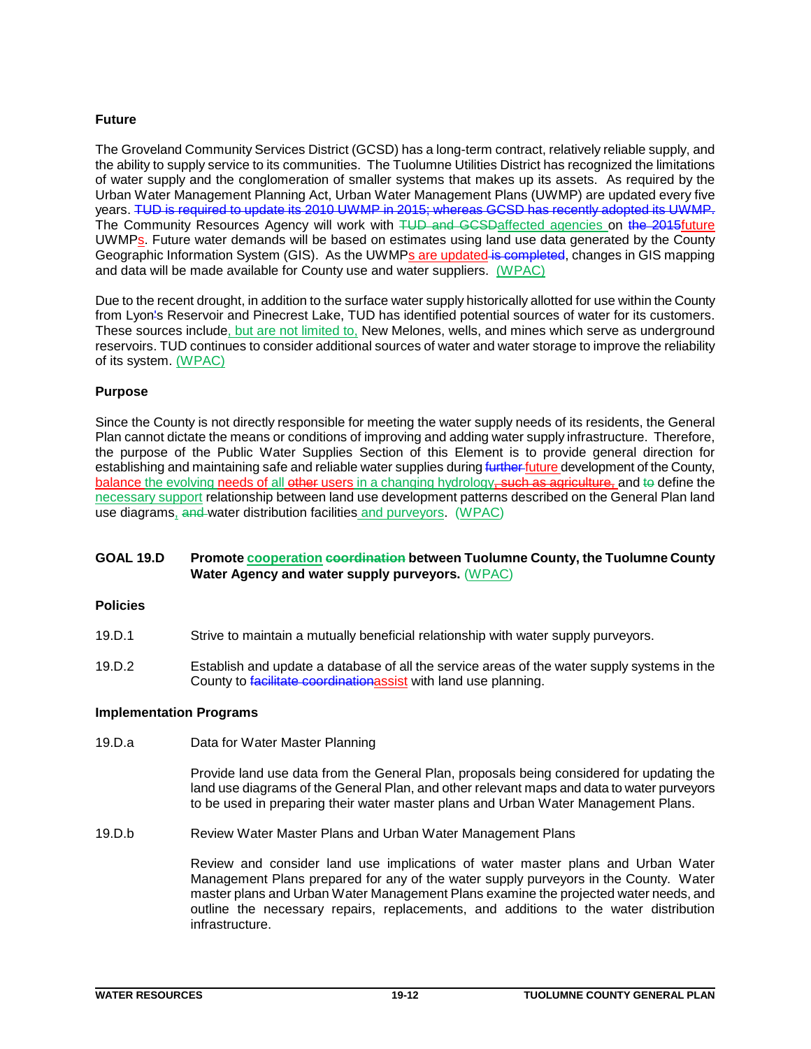**Future**

The Groveland Community Services District (GCSD) has a long-term contract, relatively reliable supply, and the ability to supply service to its communities. The Tuolumne Utilities District has recognized the limitations of water supply and the conglomeration of smaller systems that makes up its assets. As required by the Urban Water Management Planning Act, Urban Water Management Plans (UWMP) are updated every five years. ~~TUD is required to update its 2010 UWMP in 2015; whereas GCSD has recently adopted its UWMP.~~ The Community Resources Agency will work with ~~TUD and GCSD~~affected agencies on ~~the 2015~~future UWMPs. Future water demands will be based on estimates using land use data generated by the County Geographic Information System (GIS). As the UWMPs are updated ~~is completed~~, changes in GIS mapping and data will be made available for County use and water suppliers. (WPAC)

Due to the recent drought, in addition to the surface water supply historically allotted for use within the County from Lyon's Reservoir and Pinecrest Lake, TUD has identified potential sources of water for its customers. These sources include, but are not limited to, New Melones, wells, and mines which serve as underground reservoirs. TUD continues to consider additional sources of water and water storage to improve the reliability of its system. (WPAC)

**Purpose**

Since the County is not directly responsible for meeting the water supply needs of its residents, the General Plan cannot dictate the means or conditions of improving and adding water supply infrastructure. Therefore, the purpose of the Public Water Supplies Section of this Element is to provide general direction for establishing and maintaining safe and reliable water supplies during ~~further~~ future development of the County, balance the evolving needs of all ~~other~~ users in a changing hydrology~~, such as agriculture,~~ and ~~to~~ define the necessary support relationship between land use development patterns described on the General Plan land use diagrams, ~~and~~ water distribution facilities and purveyors. (WPAC)

**GOAL 19.D** **Promote cooperation ~~coordination~~ between Tuolumne County, the Tuolumne County Water Agency and water supply purveyors.** (WPAC)

**Policies**

19.D.1 Strive to maintain a mutually beneficial relationship with water supply purveyors.

19.D.2 Establish and update a database of all the service areas of the water supply systems in the County to ~~facilitate coordination~~assist with land use planning.

**Implementation Programs**

19.D.a Data for Water Master Planning

Provide land use data from the General Plan, proposals being considered for updating the land use diagrams of the General Plan, and other relevant maps and data to water purveyors to be used in preparing their water master plans and Urban Water Management Plans.

19.D.b Review Water Master Plans and Urban Water Management Plans

Review and consider land use implications of water master plans and Urban Water Management Plans prepared for any of the water supply purveyors in the County. Water master plans and Urban Water Management Plans examine the projected water needs, and outline the necessary repairs, replacements, and additions to the water distribution infrastructure.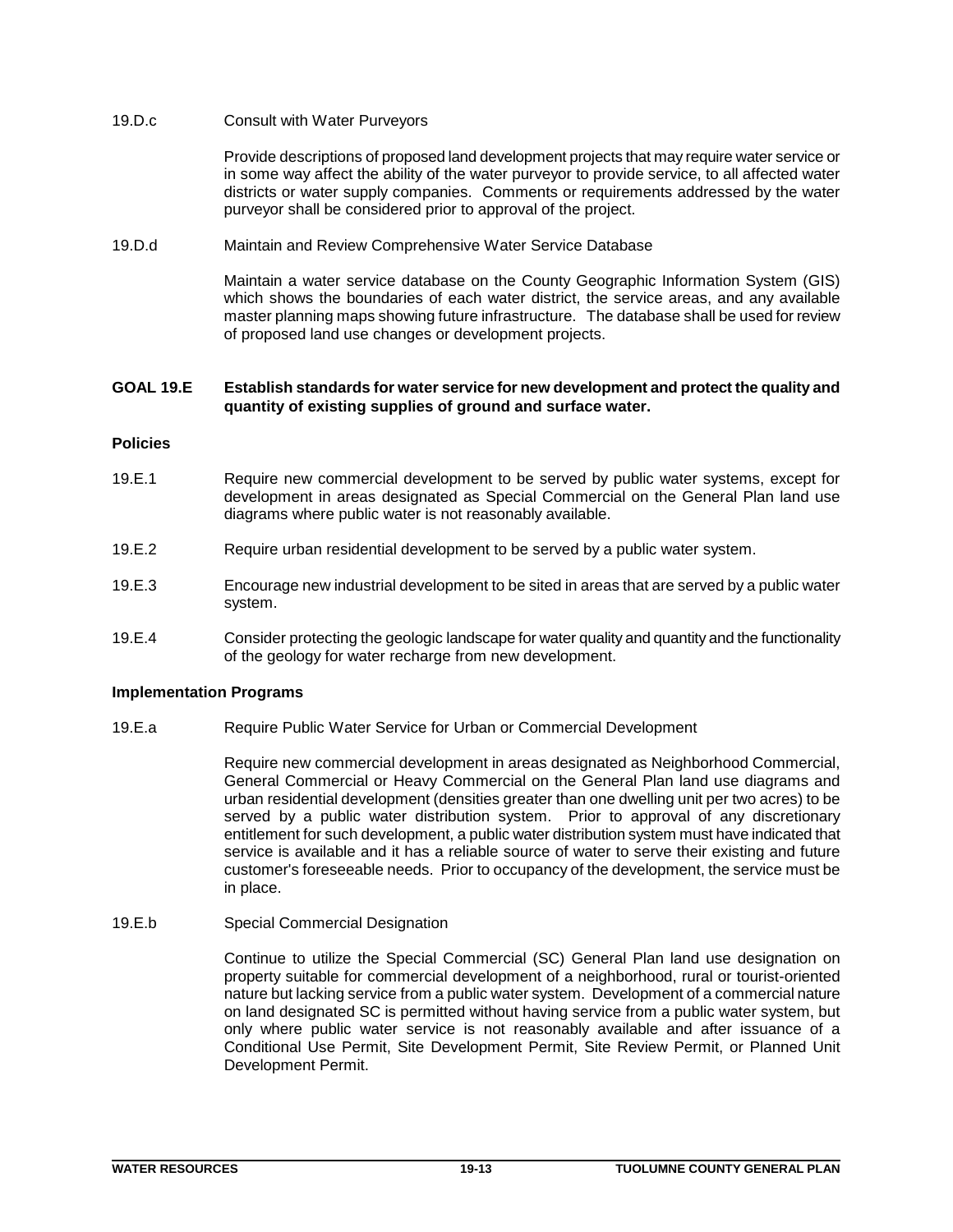19.D.c Consult with Water Purveyors

Provide descriptions of proposed land development projects that may require water service or in some way affect the ability of the water purveyor to provide service, to all affected water districts or water supply companies. Comments or requirements addressed by the water purveyor shall be considered prior to approval of the project.

19.D.d Maintain and Review Comprehensive Water Service Database

Maintain a water service database on the County Geographic Information System (GIS) which shows the boundaries of each water district, the service areas, and any available master planning maps showing future infrastructure. The database shall be used for review of proposed land use changes or development projects.

**GOAL 19.E Establish standards for water service for new development and protect the quality and quantity of existing supplies of ground and surface water.**

**Policies**

19.E.1 Require new commercial development to be served by public water systems, except for development in areas designated as Special Commercial on the General Plan land use diagrams where public water is not reasonably available.

19.E.2 Require urban residential development to be served by a public water system.

19.E.3 Encourage new industrial development to be sited in areas that are served by a public water system.

19.E.4 Consider protecting the geologic landscape for water quality and quantity and the functionality of the geology for water recharge from new development.

**Implementation Programs**

19.E.a Require Public Water Service for Urban or Commercial Development

Require new commercial development in areas designated as Neighborhood Commercial, General Commercial or Heavy Commercial on the General Plan land use diagrams and urban residential development (densities greater than one dwelling unit per two acres) to be served by a public water distribution system. Prior to approval of any discretionary entitlement for such development, a public water distribution system must have indicated that service is available and it has a reliable source of water to serve their existing and future customer's foreseeable needs. Prior to occupancy of the development, the service must be in place.

19.E.b Special Commercial Designation

Continue to utilize the Special Commercial (SC) General Plan land use designation on property suitable for commercial development of a neighborhood, rural or tourist-oriented nature but lacking service from a public water system. Development of a commercial nature on land designated SC is permitted without having service from a public water system, but only where public water service is not reasonably available and after issuance of a Conditional Use Permit, Site Development Permit, Site Review Permit, or Planned Unit Development Permit.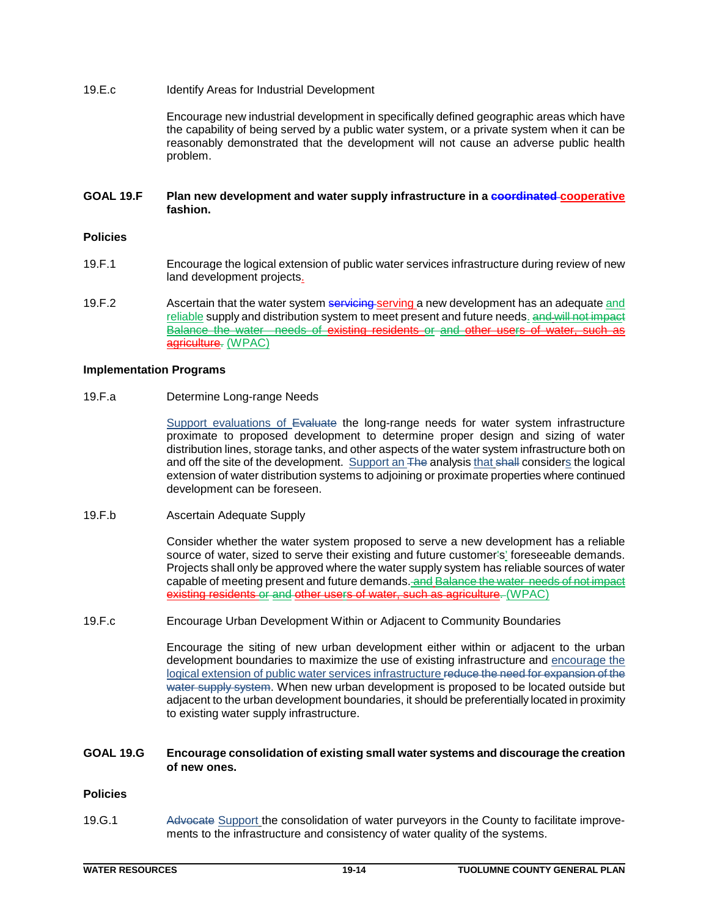19.E.c Identify Areas for Industrial Development

Encourage new industrial development in specifically defined geographic areas which have the capability of being served by a public water system, or a private system when it can be reasonably demonstrated that the development will not cause an adverse public health problem.

**GOAL 19.F Plan new development and water supply infrastructure in a ~~coordinated~~ cooperative fashion.**

**Policies**

19.F.1 Encourage the logical extension of public water services infrastructure during review of new land development projects.

19.F.2 Ascertain that the water system ~~servicing~~ serving a new development has an adequate and reliable supply and distribution system to meet present and future needs. ~~and will not impact Balance the water needs of existing residents or and other users of water, such as agriculture.~~ (WPAC)

**Implementation Programs**

19.F.a Determine Long-range Needs

Support evaluations of ~~Evaluate~~ the long-range needs for water system infrastructure proximate to proposed development to determine proper design and sizing of water distribution lines, storage tanks, and other aspects of the water system infrastructure both on and off the site of the development. Support an ~~The~~ analysis that ~~shall~~ considers the logical extension of water distribution systems to adjoining or proximate properties where continued development can be foreseen.

19.F.b Ascertain Adequate Supply

Consider whether the water system proposed to serve a new development has a reliable source of water, sized to serve their existing and future customer's' foreseeable demands. Projects shall only be approved where the water supply system has reliable sources of water capable of meeting present and future demands. ~~and Balance the water needs of not impact existing residents or and other users of water, such as agriculture.~~ (WPAC)

19.F.c Encourage Urban Development Within or Adjacent to Community Boundaries

Encourage the siting of new urban development either within or adjacent to the urban development boundaries to maximize the use of existing infrastructure and encourage the logical extension of public water services infrastructure ~~reduce the need for expansion of the water supply system~~. When new urban development is proposed to be located outside but adjacent to the urban development boundaries, it should be preferentially located in proximity to existing water supply infrastructure.

**GOAL 19.G Encourage consolidation of existing small water systems and discourage the creation of new ones.**

**Policies**

19.G.1 ~~Advocate~~ Support the consolidation of water purveyors in the County to facilitate improvements to the infrastructure and consistency of water quality of the systems.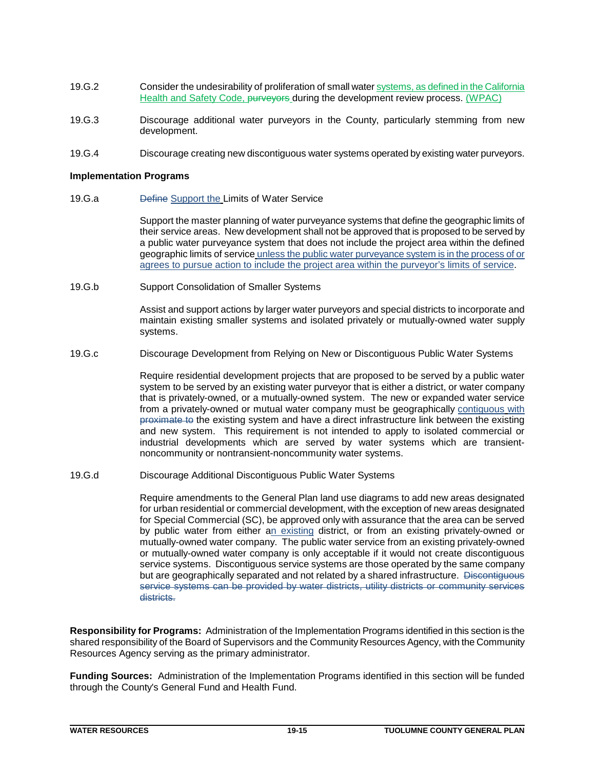19.G.2 Consider the undesirability of proliferation of small water systems, as defined in the California Health and Safety Code, ~~purveyors~~ during the development review process. (WPAC)

19.G.3 Discourage additional water purveyors in the County, particularly stemming from new development.

19.G.4 Discourage creating new discontiguous water systems operated by existing water purveyors.

**Implementation Programs**

19.G.a ~~Define~~ Support the Limits of Water Service

Support the master planning of water purveyance systems that define the geographic limits of their service areas. New development shall not be approved that is proposed to be served by a public water purveyance system that does not include the project area within the defined geographic limits of service unless the public water purveyance system is in the process of or agrees to pursue action to include the project area within the purveyor's limits of service.

19.G.b Support Consolidation of Smaller Systems

Assist and support actions by larger water purveyors and special districts to incorporate and maintain existing smaller systems and isolated privately or mutually-owned water supply systems.

19.G.c Discourage Development from Relying on New or Discontiguous Public Water Systems

Require residential development projects that are proposed to be served by a public water system to be served by an existing water purveyor that is either a district, or water company that is privately-owned, or a mutually-owned system. The new or expanded water service from a privately-owned or mutual water company must be geographically contiguous with ~~proximate to~~ the existing system and have a direct infrastructure link between the existing and new system. This requirement is not intended to apply to isolated commercial or industrial developments which are served by water systems which are transient-noncommunity or nontransient-noncommunity water systems.

19.G.d Discourage Additional Discontiguous Public Water Systems

Require amendments to the General Plan land use diagrams to add new areas designated for urban residential or commercial development, with the exception of new areas designated for Special Commercial (SC), be approved only with assurance that the area can be served by public water from either an existing district, or from an existing privately-owned or mutually-owned water company. The public water service from an existing privately-owned or mutually-owned water company is only acceptable if it would not create discontiguous service systems. Discontiguous service systems are those operated by the same company but are geographically separated and not related by a shared infrastructure. ~~Discontiguous service systems can be provided by water districts, utility districts or community services districts.~~

**Responsibility for Programs:** Administration of the Implementation Programs identified in this section is the shared responsibility of the Board of Supervisors and the Community Resources Agency, with the Community Resources Agency serving as the primary administrator.

**Funding Sources:** Administration of the Implementation Programs identified in this section will be funded through the County's General Fund and Health Fund.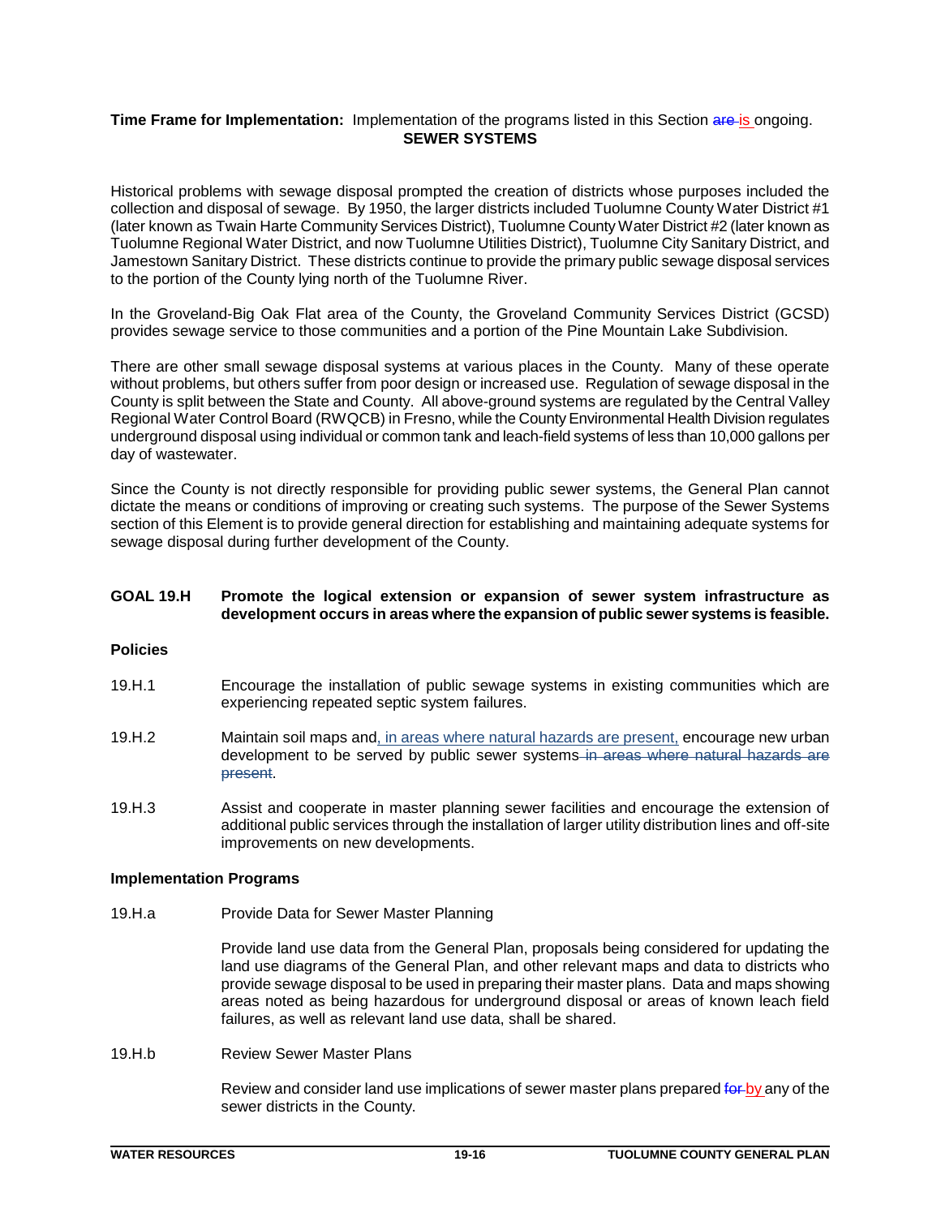**Time Frame for Implementation:** Implementation of the programs listed in this Section ~~are~~ is ongoing.

## SEWER SYSTEMS

Historical problems with sewage disposal prompted the creation of districts whose purposes included the collection and disposal of sewage. By 1950, the larger districts included Tuolumne County Water District #1 (later known as Twain Harte Community Services District), Tuolumne County Water District #2 (later known as Tuolumne Regional Water District, and now Tuolumne Utilities District), Tuolumne City Sanitary District, and Jamestown Sanitary District. These districts continue to provide the primary public sewage disposal services to the portion of the County lying north of the Tuolumne River.

In the Groveland-Big Oak Flat area of the County, the Groveland Community Services District (GCSD) provides sewage service to those communities and a portion of the Pine Mountain Lake Subdivision.

There are other small sewage disposal systems at various places in the County. Many of these operate without problems, but others suffer from poor design or increased use. Regulation of sewage disposal in the County is split between the State and County. All above-ground systems are regulated by the Central Valley Regional Water Control Board (RWQCB) in Fresno, while the County Environmental Health Division regulates underground disposal using individual or common tank and leach-field systems of less than 10,000 gallons per day of wastewater.

Since the County is not directly responsible for providing public sewer systems, the General Plan cannot dictate the means or conditions of improving or creating such systems. The purpose of the Sewer Systems section of this Element is to provide general direction for establishing and maintaining adequate systems for sewage disposal during further development of the County.

**GOAL 19.H Promote the logical extension or expansion of sewer system infrastructure as development occurs in areas where the expansion of public sewer systems is feasible.**

**Policies**

19.H.1 Encourage the installation of public sewage systems in existing communities which are experiencing repeated septic system failures.

19.H.2 Maintain soil maps and, in areas where natural hazards are present, encourage new urban development to be served by public sewer systems ~~in areas where natural hazards are present~~.

19.H.3 Assist and cooperate in master planning sewer facilities and encourage the extension of additional public services through the installation of larger utility distribution lines and off-site improvements on new developments.

**Implementation Programs**

19.H.a Provide Data for Sewer Master Planning

Provide land use data from the General Plan, proposals being considered for updating the land use diagrams of the General Plan, and other relevant maps and data to districts who provide sewage disposal to be used in preparing their master plans. Data and maps showing areas noted as being hazardous for underground disposal or areas of known leach field failures, as well as relevant land use data, shall be shared.

19.H.b Review Sewer Master Plans

Review and consider land use implications of sewer master plans prepared ~~for~~ by any of the sewer districts in the County.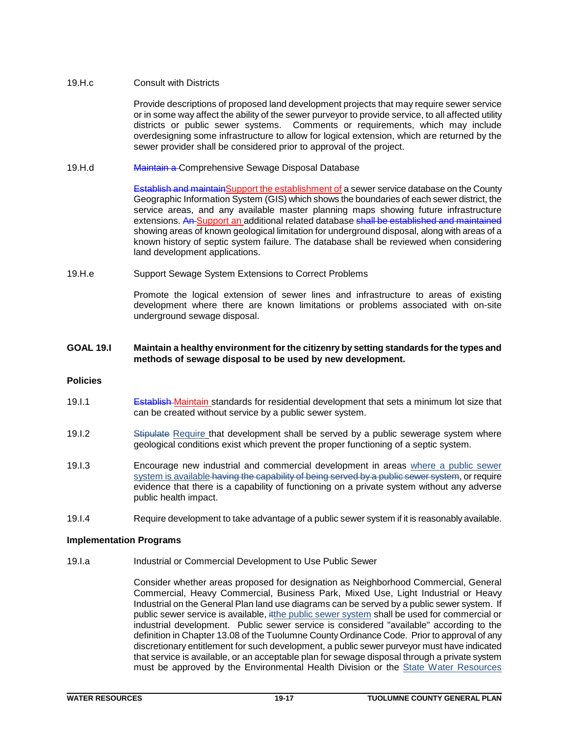19.H.c Consult with Districts

Provide descriptions of proposed land development projects that may require sewer service or in some way affect the ability of the sewer purveyor to provide service, to all affected utility districts or public sewer systems. Comments or requirements, which may include overdesigning some infrastructure to allow for logical extension, which are returned by the sewer provider shall be considered prior to approval of the project.

19.H.d ~~Maintain a~~ Comprehensive Sewage Disposal Database

~~Establish and maintain~~Support the establishment of a sewer service database on the County Geographic Information System (GIS) which shows the boundaries of each sewer district, the service areas, and any available master planning maps showing future infrastructure extensions. ~~An~~ Support an additional related database ~~shall be established and maintained~~ showing areas of known geological limitation for underground disposal, along with areas of a known history of septic system failure. The database shall be reviewed when considering land development applications.

19.H.e Support Sewage System Extensions to Correct Problems

Promote the logical extension of sewer lines and infrastructure to areas of existing development where there are known limitations or problems associated with on-site underground sewage disposal.

**GOAL 19.I Maintain a healthy environment for the citizenry by setting standards for the types and methods of sewage disposal to be used by new development.**

**Policies**

19.I.1 ~~Establish~~ Maintain standards for residential development that sets a minimum lot size that can be created without service by a public sewer system.

19.I.2 ~~Stipulate~~ Require that development shall be served by a public sewerage system where geological conditions exist which prevent the proper functioning of a septic system.

19.I.3 Encourage new industrial and commercial development in areas where a public sewer system is available ~~having the capability of being served by a public sewer system~~, or require evidence that there is a capability of functioning on a private system without any adverse public health impact.

19.I.4 Require development to take advantage of a public sewer system if it is reasonably available.

**Implementation Programs**

19.I.a Industrial or Commercial Development to Use Public Sewer

Consider whether areas proposed for designation as Neighborhood Commercial, General Commercial, Heavy Commercial, Business Park, Mixed Use, Light Industrial or Heavy Industrial on the General Plan land use diagrams can be served by a public sewer system. If public sewer service is available, ~~it~~the public sewer system shall be used for commercial or industrial development. Public sewer service is considered "available" according to the definition in Chapter 13.08 of the Tuolumne County Ordinance Code. Prior to approval of any discretionary entitlement for such development, a public sewer purveyor must have indicated that service is available, or an acceptable plan for sewage disposal through a private system must be approved by the Environmental Health Division or the State Water Resources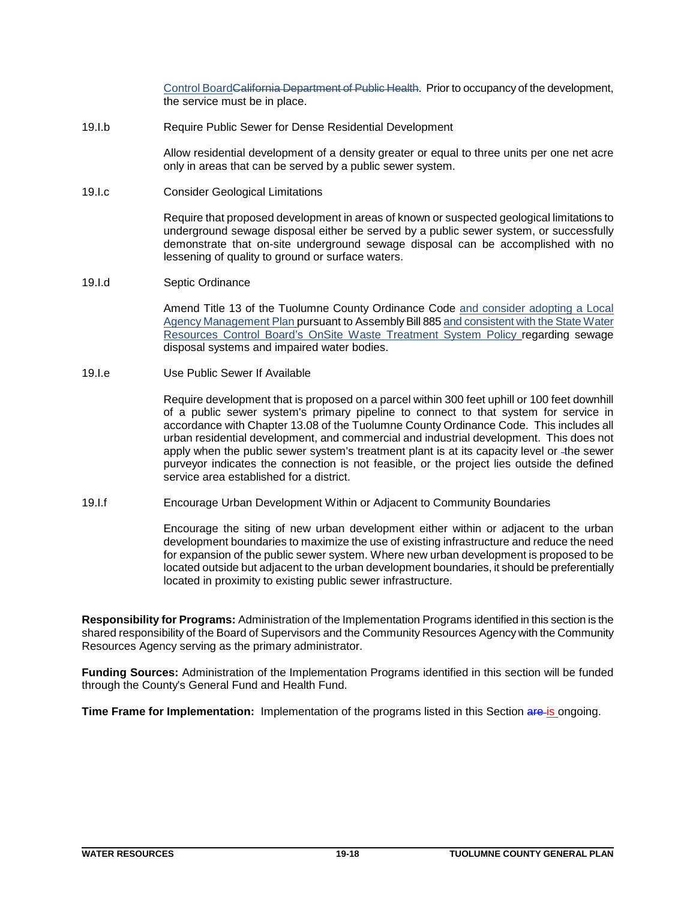Control Board~~California Department of Public Health~~. Prior to occupancy of the development, the service must be in place.

19.I.b Require Public Sewer for Dense Residential Development

Allow residential development of a density greater or equal to three units per one net acre only in areas that can be served by a public sewer system.

19.I.c Consider Geological Limitations

Require that proposed development in areas of known or suspected geological limitations to underground sewage disposal either be served by a public sewer system, or successfully demonstrate that on-site underground sewage disposal can be accomplished with no lessening of quality to ground or surface waters.

19.I.d Septic Ordinance

Amend Title 13 of the Tuolumne County Ordinance Code and consider adopting a Local Agency Management Plan pursuant to Assembly Bill 885 and consistent with the State Water Resources Control Board's OnSite Waste Treatment System Policy regarding sewage disposal systems and impaired water bodies.

19.I.e Use Public Sewer If Available

Require development that is proposed on a parcel within 300 feet uphill or 100 feet downhill of a public sewer system's primary pipeline to connect to that system for service in accordance with Chapter 13.08 of the Tuolumne County Ordinance Code. This includes all urban residential development, and commercial and industrial development. This does not apply when the public sewer system's treatment plant is at its capacity level or the sewer purveyor indicates the connection is not feasible, or the project lies outside the defined service area established for a district.

19.I.f Encourage Urban Development Within or Adjacent to Community Boundaries

Encourage the siting of new urban development either within or adjacent to the urban development boundaries to maximize the use of existing infrastructure and reduce the need for expansion of the public sewer system. Where new urban development is proposed to be located outside but adjacent to the urban development boundaries, it should be preferentially located in proximity to existing public sewer infrastructure.

**Responsibility for Programs:** Administration of the Implementation Programs identified in this section is the shared responsibility of the Board of Supervisors and the Community Resources Agency with the Community Resources Agency serving as the primary administrator.

**Funding Sources:** Administration of the Implementation Programs identified in this section will be funded through the County's General Fund and Health Fund.

**Time Frame for Implementation:** Implementation of the programs listed in this Section ~~are~~ is ongoing.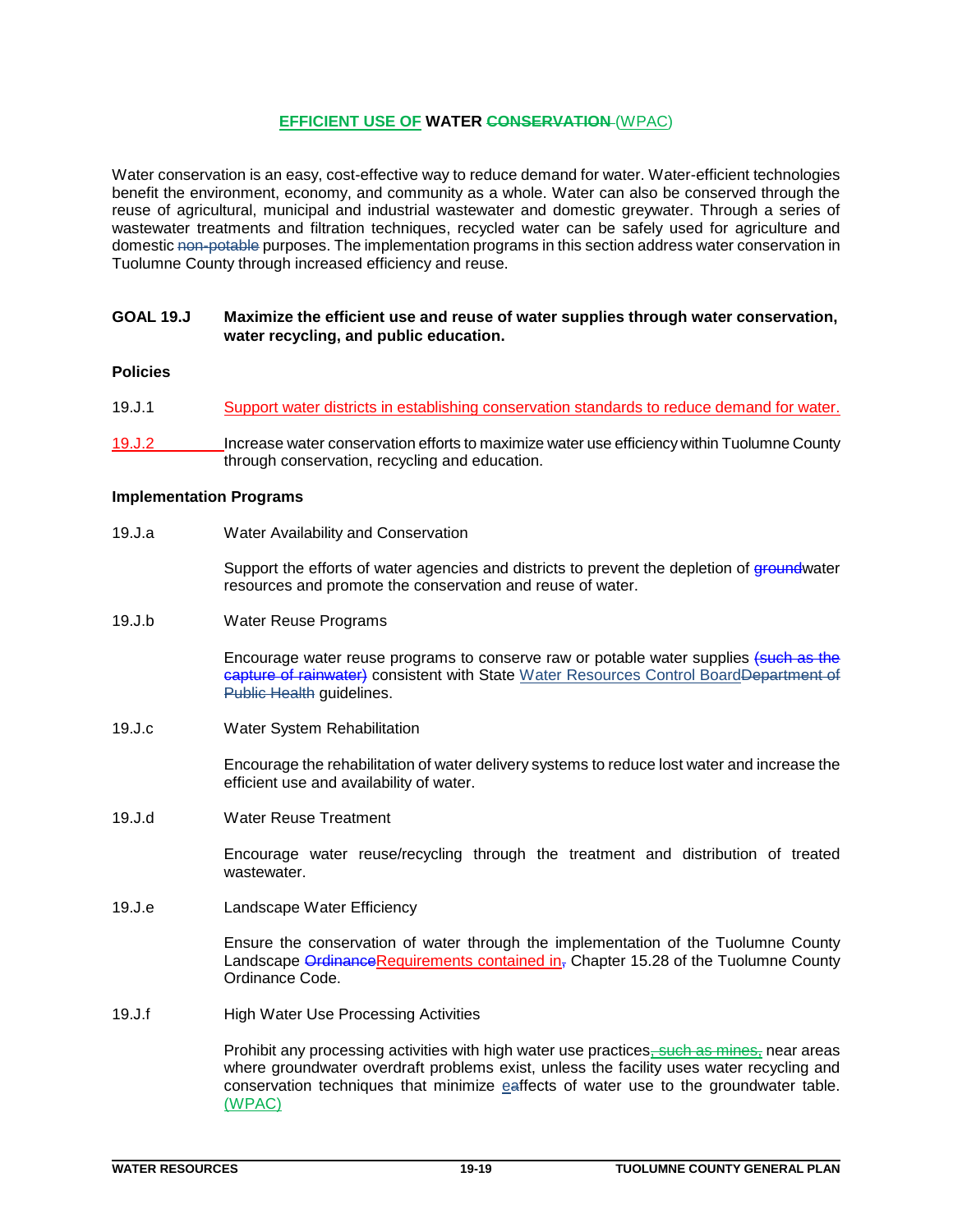# EFFICIENT USE OF WATER ~~CONSERVATION~~ (WPAC)

Water conservation is an easy, cost-effective way to reduce demand for water. Water-efficient technologies benefit the environment, economy, and community as a whole. Water can also be conserved through the reuse of agricultural, municipal and industrial wastewater and domestic greywater. Through a series of wastewater treatments and filtration techniques, recycled water can be safely used for agriculture and domestic ~~non-potable~~ purposes. The implementation programs in this section address water conservation in Tuolumne County through increased efficiency and reuse.

**GOAL 19.J Maximize the efficient use and reuse of water supplies through water conservation, water recycling, and public education.**

**Policies**

19.J.1 Support water districts in establishing conservation standards to reduce demand for water.

19.J.2 Increase water conservation efforts to maximize water use efficiency within Tuolumne County through conservation, recycling and education.

**Implementation Programs**

19.J.a Water Availability and Conservation

Support the efforts of water agencies and districts to prevent the depletion of ~~ground~~water resources and promote the conservation and reuse of water.

19.J.b Water Reuse Programs

Encourage water reuse programs to conserve raw or potable water supplies ~~(such as the capture of rainwater)~~ consistent with State Water Resources Control Board~~Department of Public Health~~ guidelines.

19.J.c Water System Rehabilitation

Encourage the rehabilitation of water delivery systems to reduce lost water and increase the efficient use and availability of water.

19.J.d Water Reuse Treatment

Encourage water reuse/recycling through the treatment and distribution of treated wastewater.

19.J.e Landscape Water Efficiency

Ensure the conservation of water through the implementation of the Tuolumne County Landscape ~~Ordinance~~Requirements contained in~~,~~ Chapter 15.28 of the Tuolumne County Ordinance Code.

19.J.f High Water Use Processing Activities

Prohibit any processing activities with high water use practices~~, such as mines,~~ near areas where groundwater overdraft problems exist, unless the facility uses water recycling and conservation techniques that minimize e~~a~~ffects of water use to the groundwater table. (WPAC)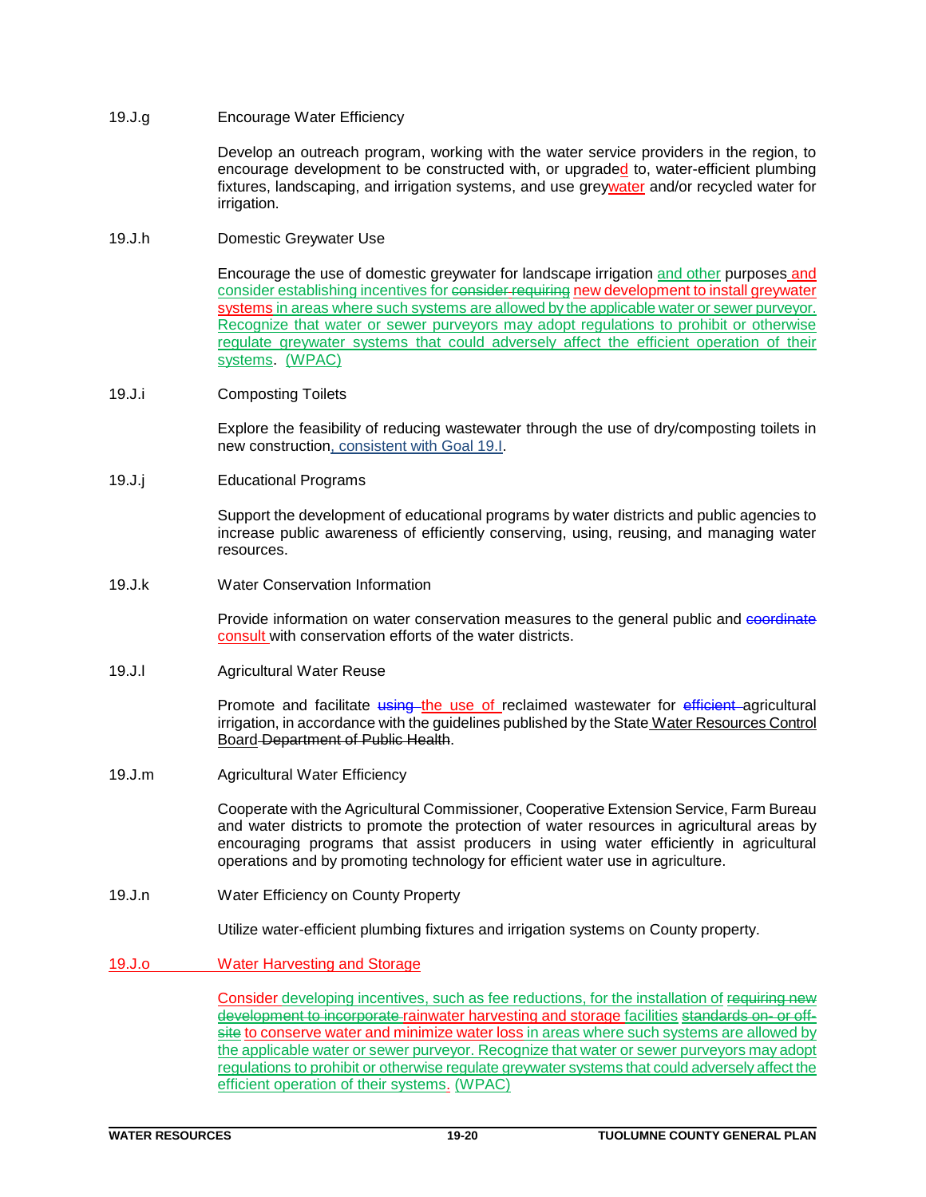19.J.g Encourage Water Efficiency

Develop an outreach program, working with the water service providers in the region, to encourage development to be constructed with, or upgraded to, water-efficient plumbing fixtures, landscaping, and irrigation systems, and use greywater and/or recycled water for irrigation.

19.J.h Domestic Greywater Use

Encourage the use of domestic greywater for landscape irrigation and other purposes and consider establishing incentives for ~~consider requiring~~ new development to install greywater systems in areas where such systems are allowed by the applicable water or sewer purveyor. Recognize that water or sewer purveyors may adopt regulations to prohibit or otherwise regulate greywater systems that could adversely affect the efficient operation of their systems. (WPAC)

19.J.i Composting Toilets

Explore the feasibility of reducing wastewater through the use of dry/composting toilets in new construction, consistent with Goal 19.I.

19.J.j Educational Programs

Support the development of educational programs by water districts and public agencies to increase public awareness of efficiently conserving, using, reusing, and managing water resources.

19.J.k Water Conservation Information

Provide information on water conservation measures to the general public and ~~coordinate~~ consult with conservation efforts of the water districts.

19.J.l Agricultural Water Reuse

Promote and facilitate ~~using~~ the use of reclaimed wastewater for ~~efficient~~ agricultural irrigation, in accordance with the guidelines published by the State Water Resources Control Board ~~Department of Public Health~~.

19.J.m Agricultural Water Efficiency

Cooperate with the Agricultural Commissioner, Cooperative Extension Service, Farm Bureau and water districts to promote the protection of water resources in agricultural areas by encouraging programs that assist producers in using water efficiently in agricultural operations and by promoting technology for efficient water use in agriculture.

19.J.n Water Efficiency on County Property

Utilize water-efficient plumbing fixtures and irrigation systems on County property.

19.J.o Water Harvesting and Storage

Consider developing incentives, such as fee reductions, for the installation of ~~requiring new development to incorporate~~ rainwater harvesting and storage facilities ~~standards on- or off-site~~ to conserve water and minimize water loss in areas where such systems are allowed by the applicable water or sewer purveyor. Recognize that water or sewer purveyors may adopt regulations to prohibit or otherwise regulate greywater systems that could adversely affect the efficient operation of their systems. (WPAC)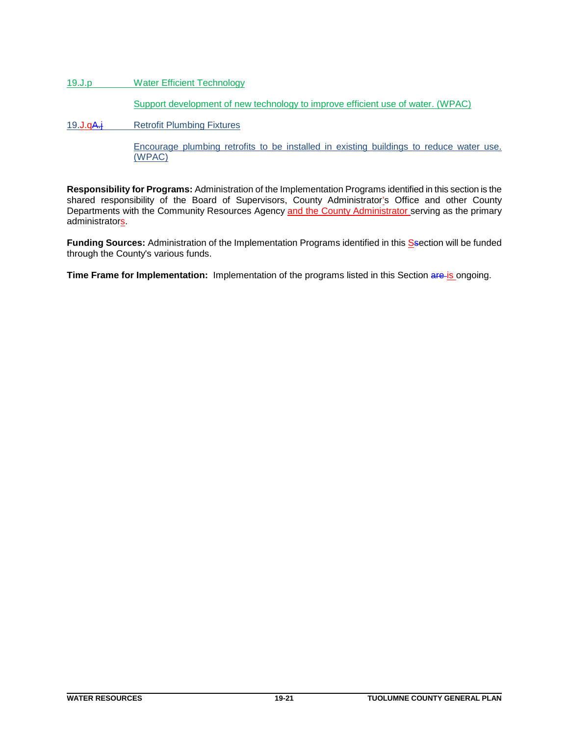19.J.p Water Efficient Technology

Support development of new technology to improve efficient use of water. (WPAC)

19.J.qA.j Retrofit Plumbing Fixtures

Encourage plumbing retrofits to be installed in existing buildings to reduce water use. (WPAC)

**Responsibility for Programs:** Administration of the Implementation Programs identified in this section is the shared responsibility of the Board of Supervisors, County Administrator's Office and other County Departments with the Community Resources Agency and the County Administrator serving as the primary administrators.

**Funding Sources:** Administration of the Implementation Programs identified in this Ssection will be funded through the County's various funds.

**Time Frame for Implementation:** Implementation of the programs listed in this Section are is ongoing.